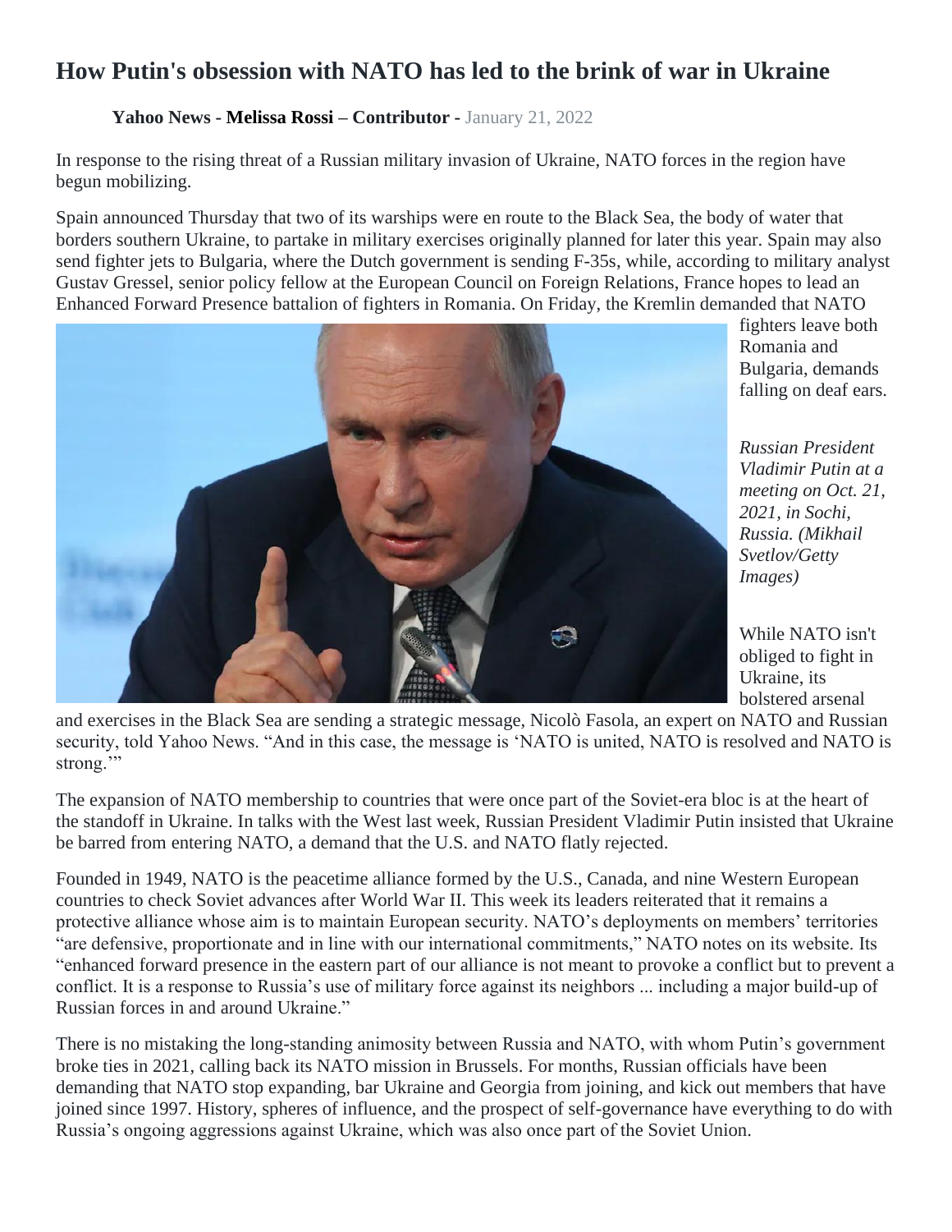# How Putin's obsession with NATO has led to the brink of war in Ukraine

**Yahoo News - Melissa Rossi – Contributor -** January 21, 2022

In response to the rising threat of a Russian military invasion of Ukraine, NATO forces in the region have begun mobilizing.

Spain announced Thursday that two of its warships were en route to the Black Sea, the body of water that borders southern Ukraine, to partake in military exercises originally planned for later this year. Spain may also send fighter jets to Bulgaria, where the Dutch government is sending F-35s, while, according to military analyst Gustav Gressel, senior policy fellow at the European Council on Foreign Relations, France hopes to lead an Enhanced Forward Presence battalion of fighters in Romania. On Friday, the Kremlin demanded that NATO fighters leave both Romania and Bulgaria, demands falling on deaf ears.

*Russian President Vladimir Putin at a meeting on Oct. 21, 2021, in Sochi, Russia. (Mikhail Svetlov/Getty Images)*

While NATO isn't obliged to fight in Ukraine, its bolstered arsenal and exercises in the Black Sea are sending a strategic message, Nicolò Fasola, an expert on NATO and Russian security, told Yahoo News. "And in this case, the message is 'NATO is united, NATO is resolved and NATO is strong.'"

The expansion of NATO membership to countries that were once part of the Soviet-era bloc is at the heart of the standoff in Ukraine. In talks with the West last week, Russian President Vladimir Putin insisted that Ukraine be barred from entering NATO, a demand that the U.S. and NATO flatly rejected.

Founded in 1949, NATO is the peacetime alliance formed by the U.S., Canada, and nine Western European countries to check Soviet advances after World War II. This week its leaders reiterated that it remains a protective alliance whose aim is to maintain European security. NATO's deployments on members' territories "are defensive, proportionate and in line with our international commitments," NATO notes on its website. Its "enhanced forward presence in the eastern part of our alliance is not meant to provoke a conflict but to prevent a conflict. It is a response to Russia's use of military force against its neighbors ... including a major build-up of Russian forces in and around Ukraine."

There is no mistaking the long-standing animosity between Russia and NATO, with whom Putin's government broke ties in 2021, calling back its NATO mission in Brussels. For months, Russian officials have been demanding that NATO stop expanding, bar Ukraine and Georgia from joining, and kick out members that have joined since 1997. History, spheres of influence, and the prospect of self-governance have everything to do with Russia's ongoing aggressions against Ukraine, which was also once part of the Soviet Union.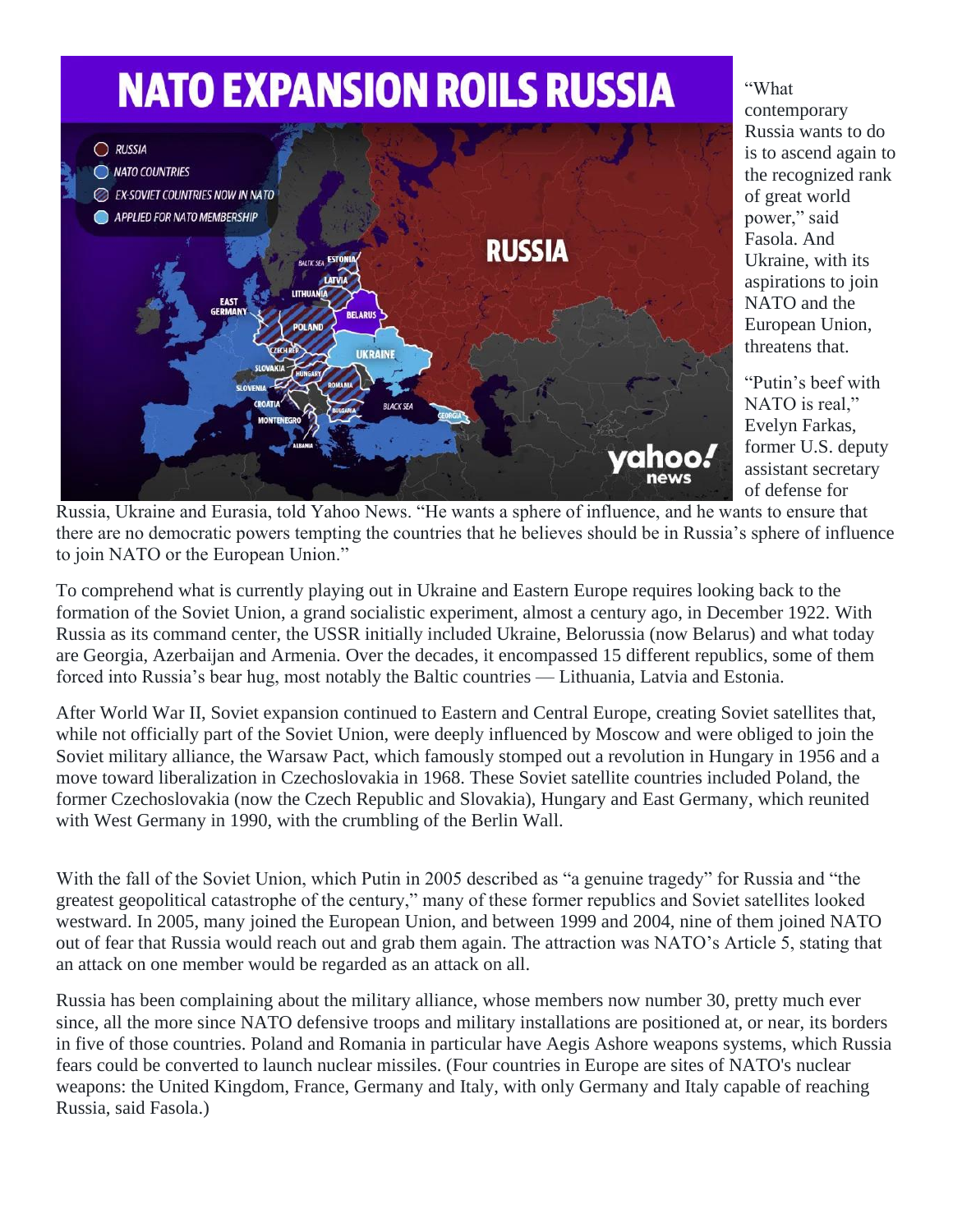"What contemporary Russia wants to do is to ascend again to the recognized rank of great world power," said Fasola. And Ukraine, with its aspirations to join NATO and the European Union, threatens that.

"Putin's beef with NATO is real," Evelyn Farkas, former U.S. deputy assistant secretary of defense for Russia, Ukraine and Eurasia, told Yahoo News. "He wants a sphere of influence, and he wants to ensure that there are no democratic powers tempting the countries that he believes should be in Russia's sphere of influence to join NATO or the European Union."

To comprehend what is currently playing out in Ukraine and Eastern Europe requires looking back to the formation of the Soviet Union, a grand socialistic experiment, almost a century ago, in December 1922. With Russia as its command center, the USSR initially included Ukraine, Belorussia (now Belarus) and what today are Georgia, Azerbaijan and Armenia. Over the decades, it encompassed 15 different republics, some of them forced into Russia's bear hug, most notably the Baltic countries — Lithuania, Latvia and Estonia.

After World War II, Soviet expansion continued to Eastern and Central Europe, creating Soviet satellites that, while not officially part of the Soviet Union, were deeply influenced by Moscow and were obliged to join the Soviet military alliance, the Warsaw Pact, which famously stomped out a revolution in Hungary in 1956 and a move toward liberalization in Czechoslovakia in 1968. These Soviet satellite countries included Poland, the former Czechoslovakia (now the Czech Republic and Slovakia), Hungary and East Germany, which reunited with West Germany in 1990, with the crumbling of the Berlin Wall.

With the fall of the Soviet Union, which Putin in 2005 described as "a genuine tragedy" for Russia and "the greatest geopolitical catastrophe of the century," many of these former republics and Soviet satellites looked westward. In 2005, many joined the European Union, and between 1999 and 2004, nine of them joined NATO out of fear that Russia would reach out and grab them again. The attraction was NATO's Article 5, stating that an attack on one member would be regarded as an attack on all.

Russia has been complaining about the military alliance, whose members now number 30, pretty much ever since, all the more since NATO defensive troops and military installations are positioned at, or near, its borders in five of those countries. Poland and Romania in particular have Aegis Ashore weapons systems, which Russia fears could be converted to launch nuclear missiles. (Four countries in Europe are sites of NATO's nuclear weapons: the United Kingdom, France, Germany and Italy, with only Germany and Italy capable of reaching Russia, said Fasola.)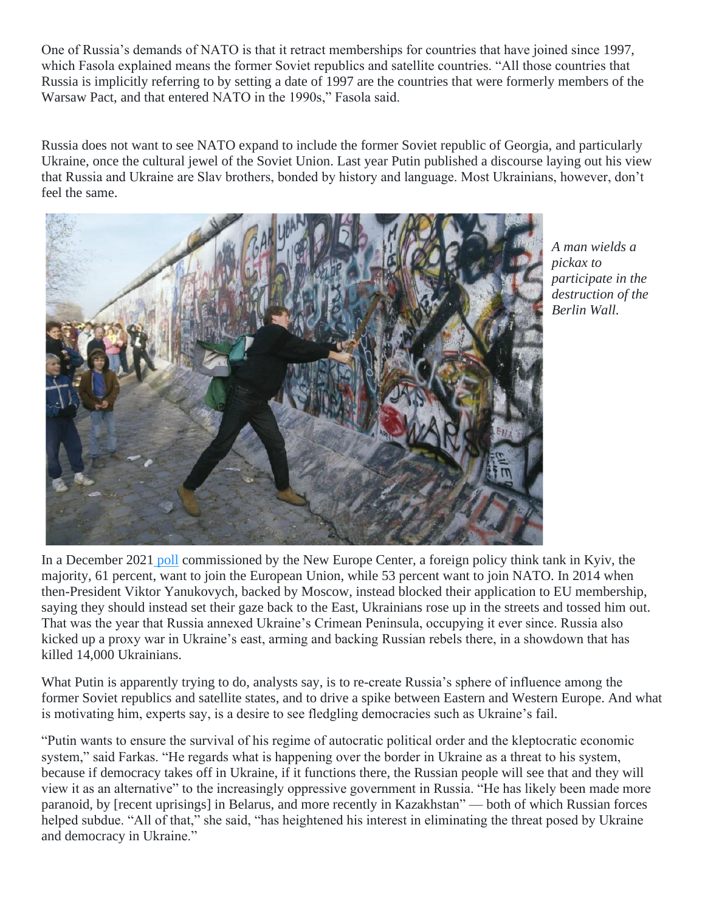One of Russia's demands of NATO is that it retract memberships for countries that have joined since 1997, which Fasola explained means the former Soviet republics and satellite countries. "All those countries that Russia is implicitly referring to by setting a date of 1997 are the countries that were formerly members of the Warsaw Pact, and that entered NATO in the 1990s," Fasola said.

Russia does not want to see NATO expand to include the former Soviet republic of Georgia, and particularly Ukraine, once the cultural jewel of the Soviet Union. Last year Putin published a discourse laying out his view that Russia and Ukraine are Slav brothers, bonded by history and language. Most Ukrainians, however, don't feel the same.

*A man wields a pickax to participate in the destruction of the Berlin Wall.*

In a December 2021 poll commissioned by the New Europe Center, a foreign policy think tank in Kyiv, the majority, 61 percent, want to join the European Union, while 53 percent want to join NATO. In 2014 when then-President Viktor Yanukovych, backed by Moscow, instead blocked their application to EU membership, saying they should instead set their gaze back to the East, Ukrainians rose up in the streets and tossed him out. That was the year that Russia annexed Ukraine's Crimean Peninsula, occupying it ever since. Russia also kicked up a proxy war in Ukraine's east, arming and backing Russian rebels there, in a showdown that has killed 14,000 Ukrainians.

What Putin is apparently trying to do, analysts say, is to re-create Russia's sphere of influence among the former Soviet republics and satellite states, and to drive a spike between Eastern and Western Europe. And what is motivating him, experts say, is a desire to see fledgling democracies such as Ukraine's fail.

"Putin wants to ensure the survival of his regime of autocratic political order and the kleptocratic economic system," said Farkas. "He regards what is happening over the border in Ukraine as a threat to his system, because if democracy takes off in Ukraine, if it functions there, the Russian people will see that and they will view it as an alternative" to the increasingly oppressive government in Russia. "He has likely been made more paranoid, by [recent uprisings] in Belarus, and more recently in Kazakhstan" — both of which Russian forces helped subdue. "All of that," she said, "has heightened his interest in eliminating the threat posed by Ukraine and democracy in Ukraine."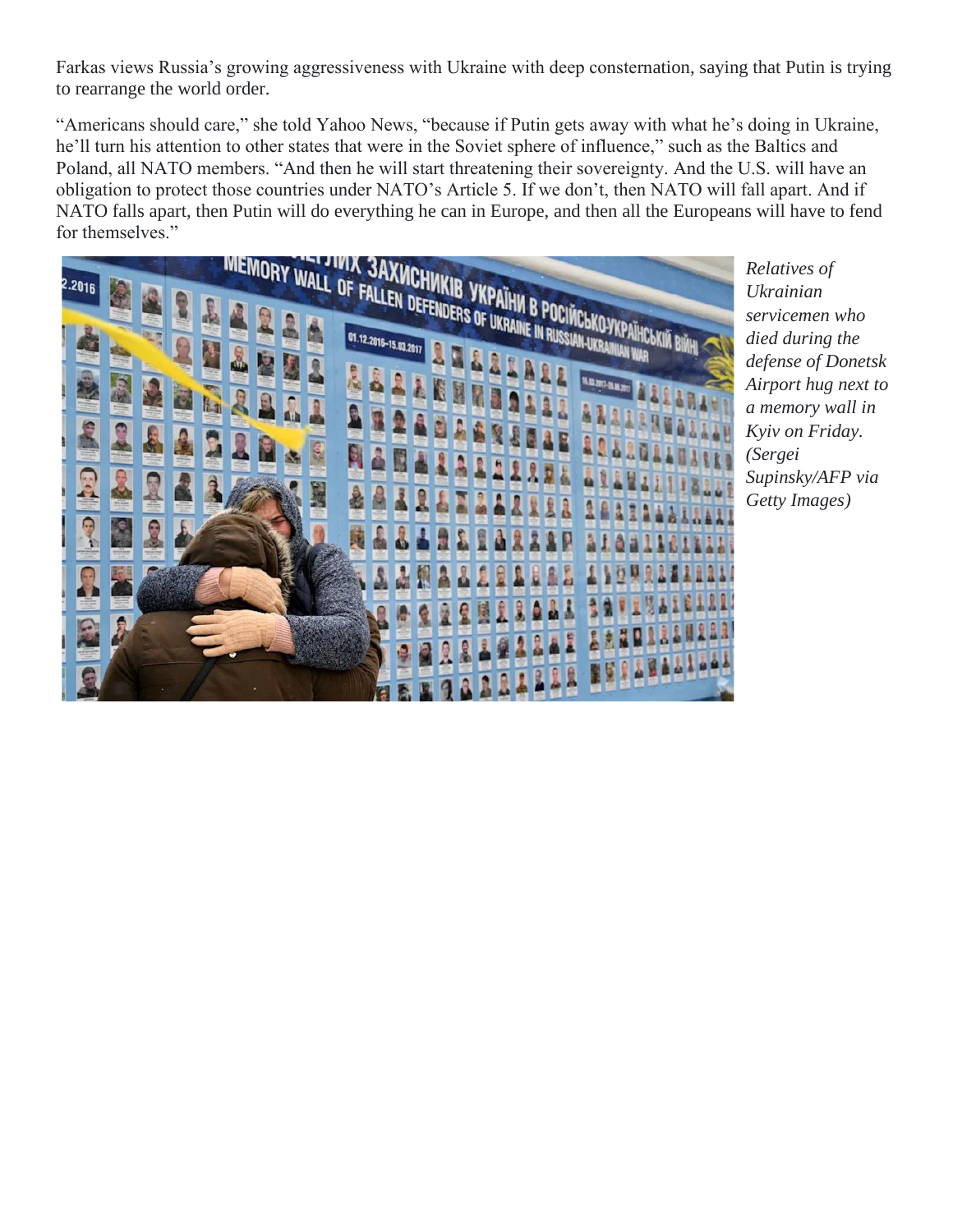Farkas views Russia's growing aggressiveness with Ukraine with deep consternation, saying that Putin is trying to rearrange the world order.

"Americans should care," she told Yahoo News, "because if Putin gets away with what he's doing in Ukraine, he'll turn his attention to other states that were in the Soviet sphere of influence," such as the Baltics and Poland, all NATO members. "And then he will start threatening their sovereignty. And the U.S. will have an obligation to protect those countries under NATO's Article 5. If we don't, then NATO will fall apart. And if NATO falls apart, then Putin will do everything he can in Europe, and then all the Europeans will have to fend for themselves."

*Relatives of Ukrainian servicemen who died during the defense of Donetsk Airport hug next to a memory wall in Kyiv on Friday. (Sergei Supinsky/AFP via Getty Images)*